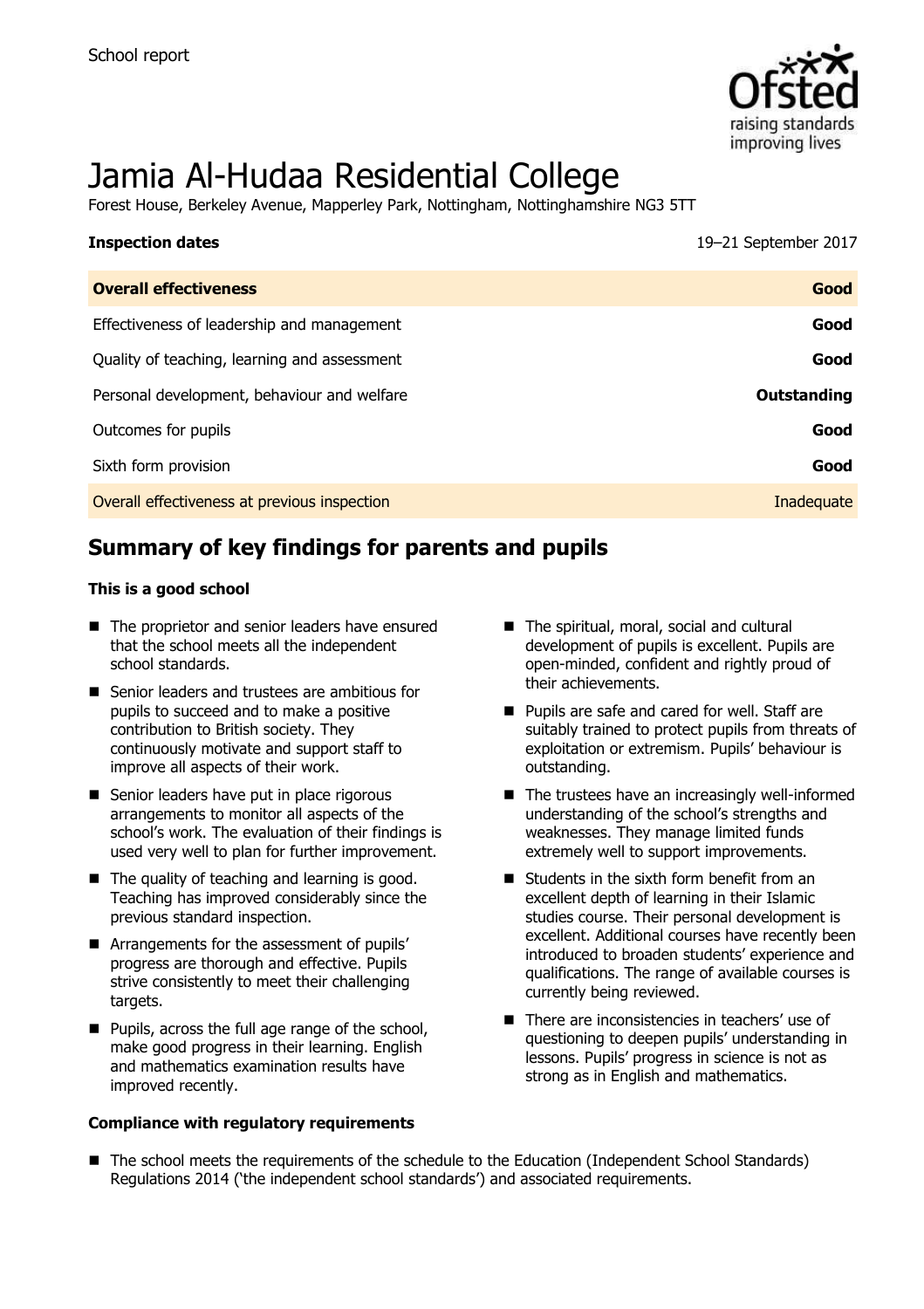School report

# Jamia Al-Hudaa Residential College

Forest House, Berkeley Avenue, Mapperley Park, Nottingham, Nottinghamshire NG3 5TT

| **Inspection dates** | 19–21 September 2017 |
| --- | --- |
| **Overall effectiveness** | **Good** |
| Effectiveness of leadership and management | **Good** |
| Quality of teaching, learning and assessment | **Good** |
| Personal development, behaviour and welfare | **Outstanding** |
| Outcomes for pupils | **Good** |
| Sixth form provision | **Good** |
| Overall effectiveness at previous inspection | Inadequate |

## Summary of key findings for parents and pupils

**This is a good school**

- The proprietor and senior leaders have ensured that the school meets all the independent school standards.
- Senior leaders and trustees are ambitious for pupils to succeed and to make a positive contribution to British society. They continuously motivate and support staff to improve all aspects of their work.
- Senior leaders have put in place rigorous arrangements to monitor all aspects of the school's work. The evaluation of their findings is used very well to plan for further improvement.
- The quality of teaching and learning is good. Teaching has improved considerably since the previous standard inspection.
- Arrangements for the assessment of pupils' progress are thorough and effective. Pupils strive consistently to meet their challenging targets.
- Pupils, across the full age range of the school, make good progress in their learning. English and mathematics examination results have improved recently.
- The spiritual, moral, social and cultural development of pupils is excellent. Pupils are open-minded, confident and rightly proud of their achievements.
- Pupils are safe and cared for well. Staff are suitably trained to protect pupils from threats of exploitation or extremism. Pupils' behaviour is outstanding.
- The trustees have an increasingly well-informed understanding of the school's strengths and weaknesses. They manage limited funds extremely well to support improvements.
- Students in the sixth form benefit from an excellent depth of learning in their Islamic studies course. Their personal development is excellent. Additional courses have recently been introduced to broaden students' experience and qualifications. The range of available courses is currently being reviewed.
- There are inconsistencies in teachers' use of questioning to deepen pupils' understanding in lessons. Pupils' progress in science is not as strong as in English and mathematics.

**Compliance with regulatory requirements**

- The school meets the requirements of the schedule to the Education (Independent School Standards) Regulations 2014 ('the independent school standards') and associated requirements.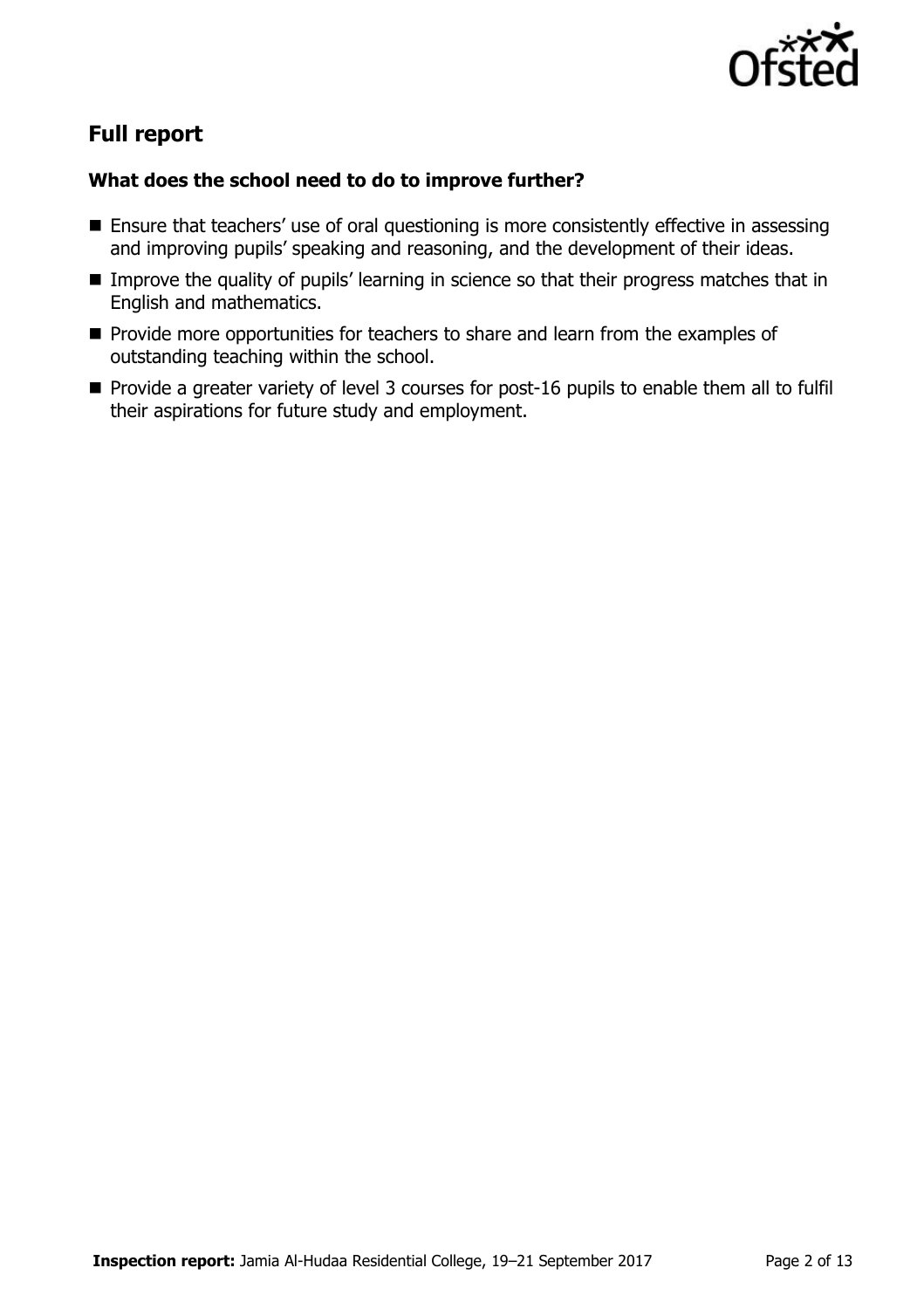## Full report

### What does the school need to do to improve further?

- Ensure that teachers' use of oral questioning is more consistently effective in assessing and improving pupils' speaking and reasoning, and the development of their ideas.
- Improve the quality of pupils' learning in science so that their progress matches that in English and mathematics.
- Provide more opportunities for teachers to share and learn from the examples of outstanding teaching within the school.
- Provide a greater variety of level 3 courses for post-16 pupils to enable them all to fulfil their aspirations for future study and employment.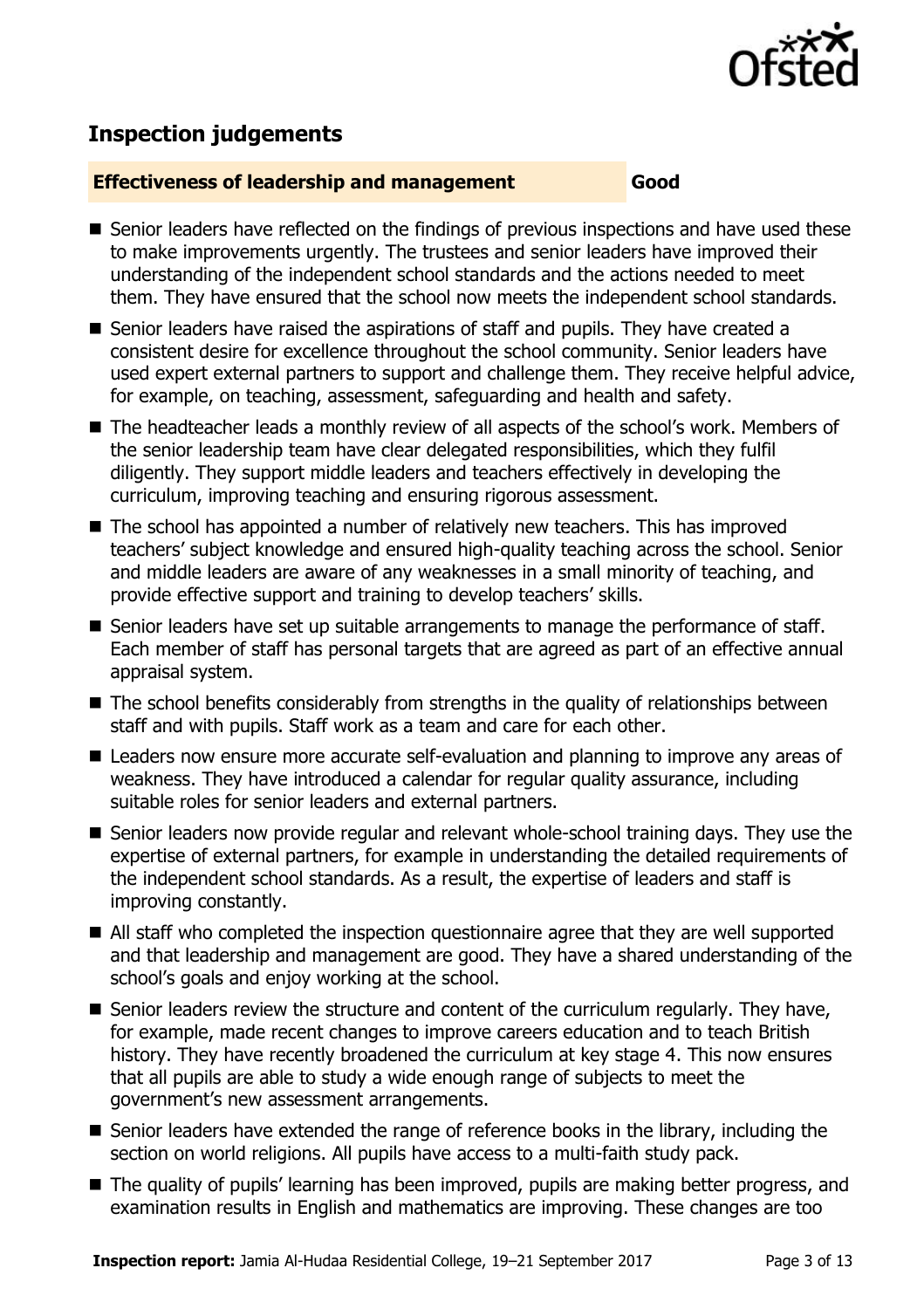## Inspection judgements

| Effectiveness of leadership and management | Good |
|---|---|

- Senior leaders have reflected on the findings of previous inspections and have used these to make improvements urgently. The trustees and senior leaders have improved their understanding of the independent school standards and the actions needed to meet them. They have ensured that the school now meets the independent school standards.
- Senior leaders have raised the aspirations of staff and pupils. They have created a consistent desire for excellence throughout the school community. Senior leaders have used expert external partners to support and challenge them. They receive helpful advice, for example, on teaching, assessment, safeguarding and health and safety.
- The headteacher leads a monthly review of all aspects of the school's work. Members of the senior leadership team have clear delegated responsibilities, which they fulfil diligently. They support middle leaders and teachers effectively in developing the curriculum, improving teaching and ensuring rigorous assessment.
- The school has appointed a number of relatively new teachers. This has improved teachers' subject knowledge and ensured high-quality teaching across the school. Senior and middle leaders are aware of any weaknesses in a small minority of teaching, and provide effective support and training to develop teachers' skills.
- Senior leaders have set up suitable arrangements to manage the performance of staff. Each member of staff has personal targets that are agreed as part of an effective annual appraisal system.
- The school benefits considerably from strengths in the quality of relationships between staff and with pupils. Staff work as a team and care for each other.
- Leaders now ensure more accurate self-evaluation and planning to improve any areas of weakness. They have introduced a calendar for regular quality assurance, including suitable roles for senior leaders and external partners.
- Senior leaders now provide regular and relevant whole-school training days. They use the expertise of external partners, for example in understanding the detailed requirements of the independent school standards. As a result, the expertise of leaders and staff is improving constantly.
- All staff who completed the inspection questionnaire agree that they are well supported and that leadership and management are good. They have a shared understanding of the school's goals and enjoy working at the school.
- Senior leaders review the structure and content of the curriculum regularly. They have, for example, made recent changes to improve careers education and to teach British history. They have recently broadened the curriculum at key stage 4. This now ensures that all pupils are able to study a wide enough range of subjects to meet the government's new assessment arrangements.
- Senior leaders have extended the range of reference books in the library, including the section on world religions. All pupils have access to a multi-faith study pack.
- The quality of pupils' learning has been improved, pupils are making better progress, and examination results in English and mathematics are improving. These changes are too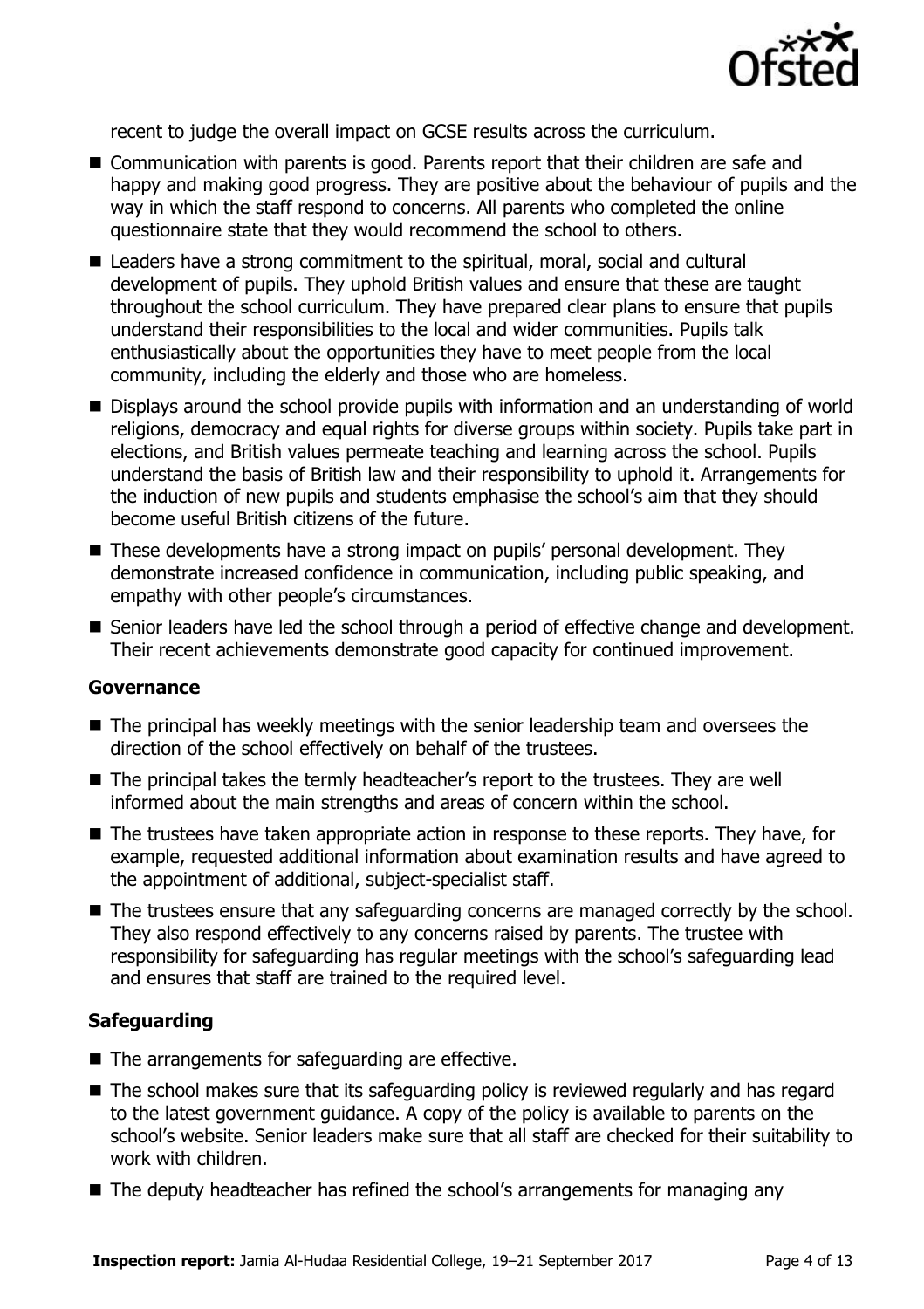recent to judge the overall impact on GCSE results across the curriculum.

- Communication with parents is good. Parents report that their children are safe and happy and making good progress. They are positive about the behaviour of pupils and the way in which the staff respond to concerns. All parents who completed the online questionnaire state that they would recommend the school to others.
- Leaders have a strong commitment to the spiritual, moral, social and cultural development of pupils. They uphold British values and ensure that these are taught throughout the school curriculum. They have prepared clear plans to ensure that pupils understand their responsibilities to the local and wider communities. Pupils talk enthusiastically about the opportunities they have to meet people from the local community, including the elderly and those who are homeless.
- Displays around the school provide pupils with information and an understanding of world religions, democracy and equal rights for diverse groups within society. Pupils take part in elections, and British values permeate teaching and learning across the school. Pupils understand the basis of British law and their responsibility to uphold it. Arrangements for the induction of new pupils and students emphasise the school's aim that they should become useful British citizens of the future.
- These developments have a strong impact on pupils' personal development. They demonstrate increased confidence in communication, including public speaking, and empathy with other people's circumstances.
- Senior leaders have led the school through a period of effective change and development. Their recent achievements demonstrate good capacity for continued improvement.

### Governance

- The principal has weekly meetings with the senior leadership team and oversees the direction of the school effectively on behalf of the trustees.
- The principal takes the termly headteacher's report to the trustees. They are well informed about the main strengths and areas of concern within the school.
- The trustees have taken appropriate action in response to these reports. They have, for example, requested additional information about examination results and have agreed to the appointment of additional, subject-specialist staff.
- The trustees ensure that any safeguarding concerns are managed correctly by the school. They also respond effectively to any concerns raised by parents. The trustee with responsibility for safeguarding has regular meetings with the school's safeguarding lead and ensures that staff are trained to the required level.

### Safeguarding

- The arrangements for safeguarding are effective.
- The school makes sure that its safeguarding policy is reviewed regularly and has regard to the latest government guidance. A copy of the policy is available to parents on the school's website. Senior leaders make sure that all staff are checked for their suitability to work with children.
- The deputy headteacher has refined the school's arrangements for managing any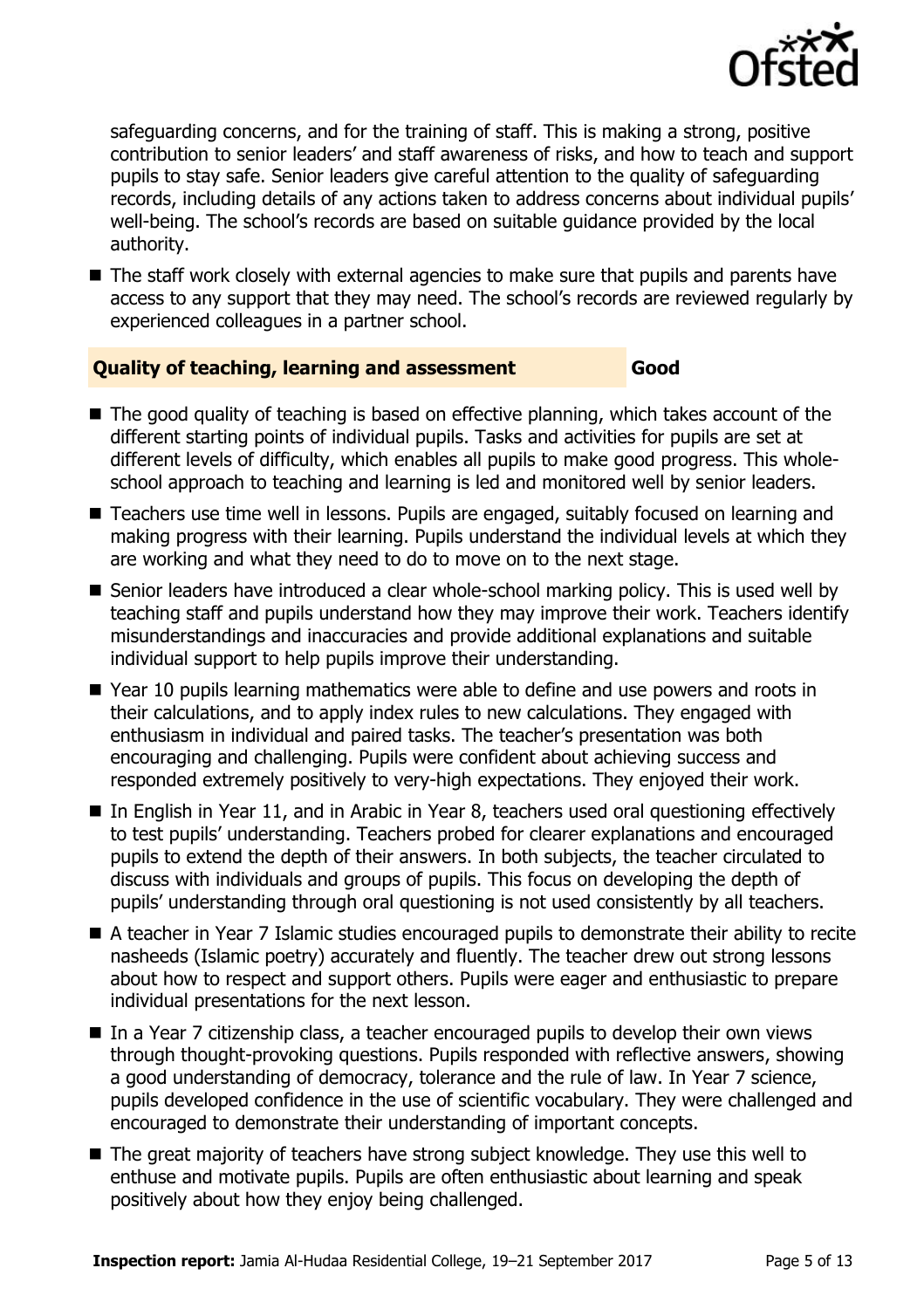safeguarding concerns, and for the training of staff. This is making a strong, positive contribution to senior leaders' and staff awareness of risks, and how to teach and support pupils to stay safe. Senior leaders give careful attention to the quality of safeguarding records, including details of any actions taken to address concerns about individual pupils' well-being. The school's records are based on suitable guidance provided by the local authority.

- The staff work closely with external agencies to make sure that pupils and parents have access to any support that they may need. The school's records are reviewed regularly by experienced colleagues in a partner school.

### Quality of teaching, learning and assessment — Good

- The good quality of teaching is based on effective planning, which takes account of the different starting points of individual pupils. Tasks and activities for pupils are set at different levels of difficulty, which enables all pupils to make good progress. This whole-school approach to teaching and learning is led and monitored well by senior leaders.
- Teachers use time well in lessons. Pupils are engaged, suitably focused on learning and making progress with their learning. Pupils understand the individual levels at which they are working and what they need to do to move on to the next stage.
- Senior leaders have introduced a clear whole-school marking policy. This is used well by teaching staff and pupils understand how they may improve their work. Teachers identify misunderstandings and inaccuracies and provide additional explanations and suitable individual support to help pupils improve their understanding.
- Year 10 pupils learning mathematics were able to define and use powers and roots in their calculations, and to apply index rules to new calculations. They engaged with enthusiasm in individual and paired tasks. The teacher's presentation was both encouraging and challenging. Pupils were confident about achieving success and responded extremely positively to very-high expectations. They enjoyed their work.
- In English in Year 11, and in Arabic in Year 8, teachers used oral questioning effectively to test pupils' understanding. Teachers probed for clearer explanations and encouraged pupils to extend the depth of their answers. In both subjects, the teacher circulated to discuss with individuals and groups of pupils. This focus on developing the depth of pupils' understanding through oral questioning is not used consistently by all teachers.
- A teacher in Year 7 Islamic studies encouraged pupils to demonstrate their ability to recite nasheeds (Islamic poetry) accurately and fluently. The teacher drew out strong lessons about how to respect and support others. Pupils were eager and enthusiastic to prepare individual presentations for the next lesson.
- In a Year 7 citizenship class, a teacher encouraged pupils to develop their own views through thought-provoking questions. Pupils responded with reflective answers, showing a good understanding of democracy, tolerance and the rule of law. In Year 7 science, pupils developed confidence in the use of scientific vocabulary. They were challenged and encouraged to demonstrate their understanding of important concepts.
- The great majority of teachers have strong subject knowledge. They use this well to enthuse and motivate pupils. Pupils are often enthusiastic about learning and speak positively about how they enjoy being challenged.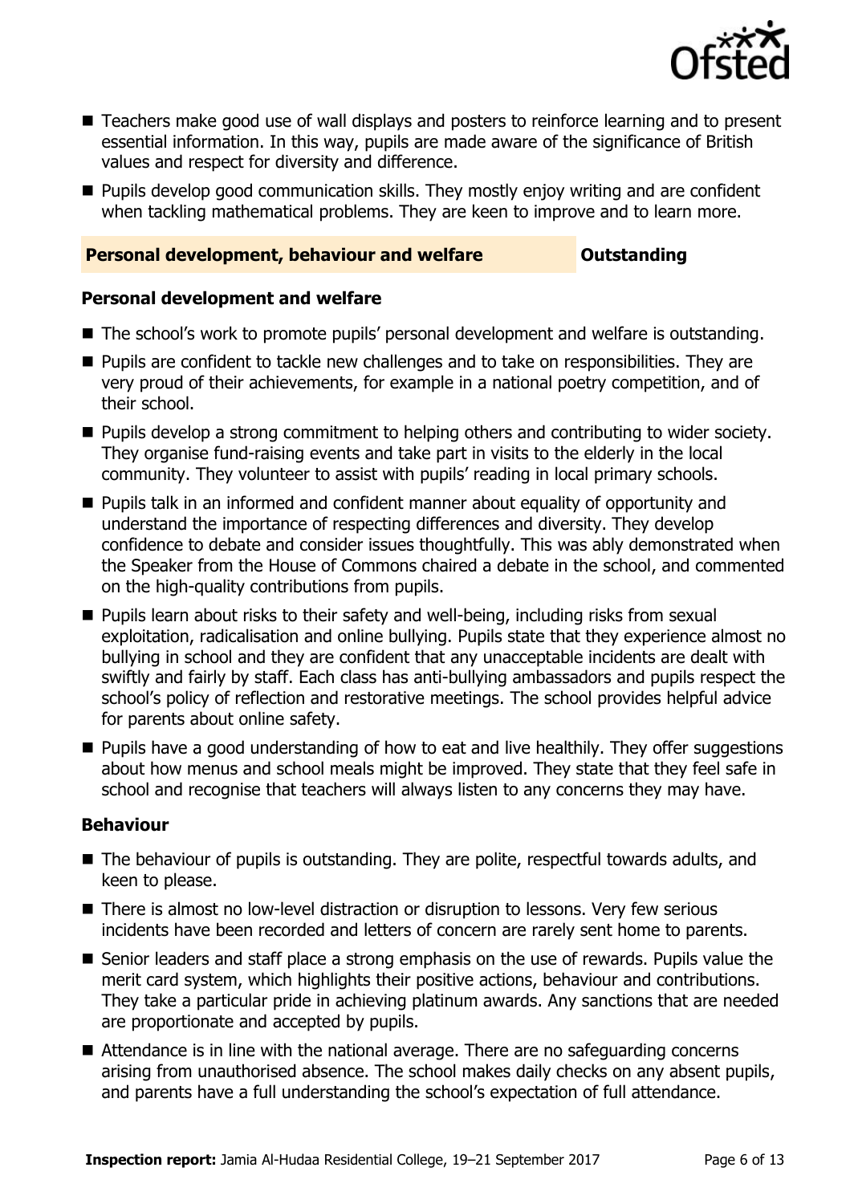- Teachers make good use of wall displays and posters to reinforce learning and to present essential information. In this way, pupils are made aware of the significance of British values and respect for diversity and difference.
- Pupils develop good communication skills. They mostly enjoy writing and are confident when tackling mathematical problems. They are keen to improve and to learn more.

## Personal development, behaviour and welfare — Outstanding

### Personal development and welfare

- The school's work to promote pupils' personal development and welfare is outstanding.
- Pupils are confident to tackle new challenges and to take on responsibilities. They are very proud of their achievements, for example in a national poetry competition, and of their school.
- Pupils develop a strong commitment to helping others and contributing to wider society. They organise fund-raising events and take part in visits to the elderly in the local community. They volunteer to assist with pupils' reading in local primary schools.
- Pupils talk in an informed and confident manner about equality of opportunity and understand the importance of respecting differences and diversity. They develop confidence to debate and consider issues thoughtfully. This was ably demonstrated when the Speaker from the House of Commons chaired a debate in the school, and commented on the high-quality contributions from pupils.
- Pupils learn about risks to their safety and well-being, including risks from sexual exploitation, radicalisation and online bullying. Pupils state that they experience almost no bullying in school and they are confident that any unacceptable incidents are dealt with swiftly and fairly by staff. Each class has anti-bullying ambassadors and pupils respect the school's policy of reflection and restorative meetings. The school provides helpful advice for parents about online safety.
- Pupils have a good understanding of how to eat and live healthily. They offer suggestions about how menus and school meals might be improved. They state that they feel safe in school and recognise that teachers will always listen to any concerns they may have.

### Behaviour

- The behaviour of pupils is outstanding. They are polite, respectful towards adults, and keen to please.
- There is almost no low-level distraction or disruption to lessons. Very few serious incidents have been recorded and letters of concern are rarely sent home to parents.
- Senior leaders and staff place a strong emphasis on the use of rewards. Pupils value the merit card system, which highlights their positive actions, behaviour and contributions. They take a particular pride in achieving platinum awards. Any sanctions that are needed are proportionate and accepted by pupils.
- Attendance is in line with the national average. There are no safeguarding concerns arising from unauthorised absence. The school makes daily checks on any absent pupils, and parents have a full understanding the school's expectation of full attendance.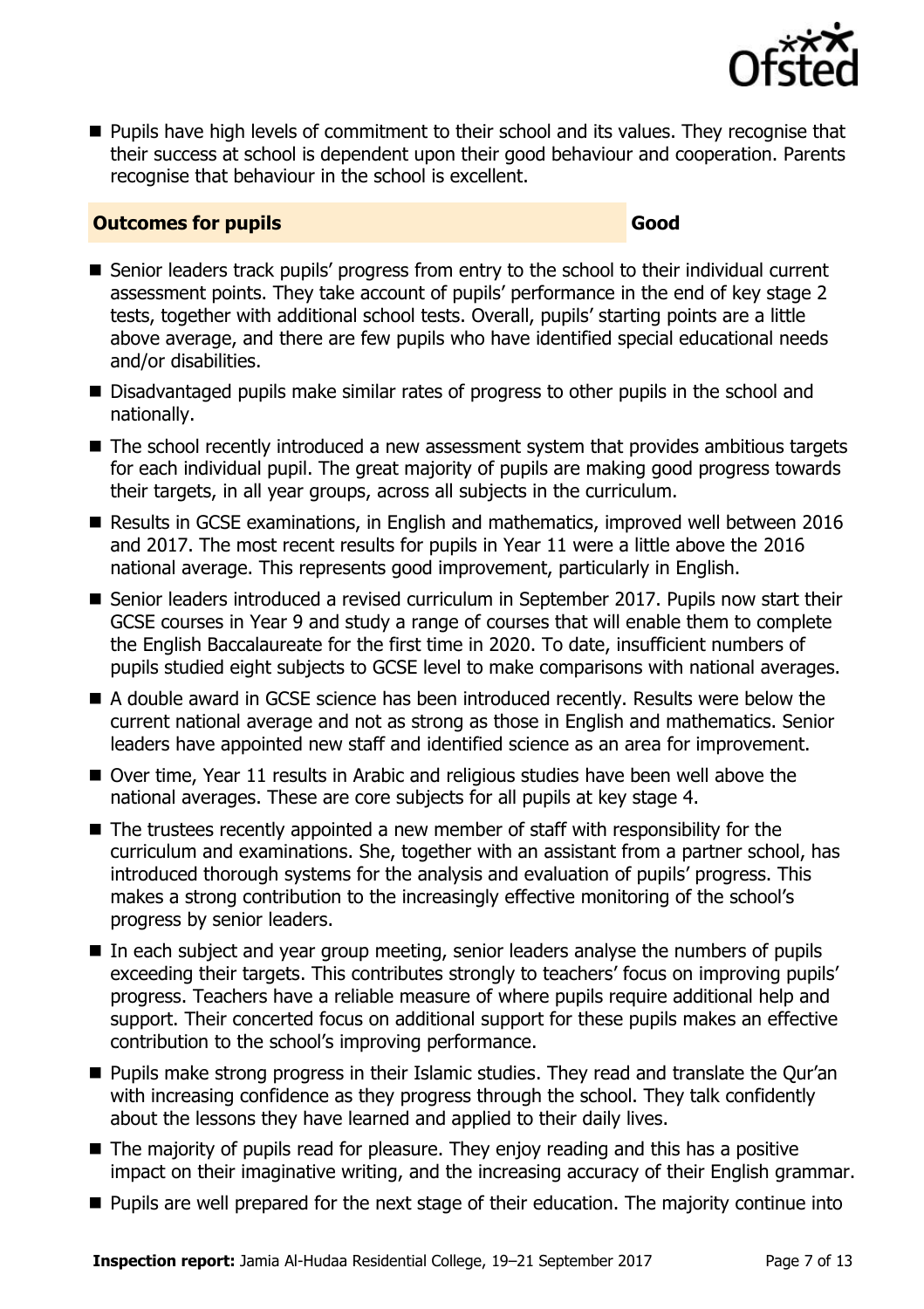- Pupils have high levels of commitment to their school and its values. They recognise that their success at school is dependent upon their good behaviour and cooperation. Parents recognise that behaviour in the school is excellent.

## Outcomes for pupils — Good

- Senior leaders track pupils' progress from entry to the school to their individual current assessment points. They take account of pupils' performance in the end of key stage 2 tests, together with additional school tests. Overall, pupils' starting points are a little above average, and there are few pupils who have identified special educational needs and/or disabilities.
- Disadvantaged pupils make similar rates of progress to other pupils in the school and nationally.
- The school recently introduced a new assessment system that provides ambitious targets for each individual pupil. The great majority of pupils are making good progress towards their targets, in all year groups, across all subjects in the curriculum.
- Results in GCSE examinations, in English and mathematics, improved well between 2016 and 2017. The most recent results for pupils in Year 11 were a little above the 2016 national average. This represents good improvement, particularly in English.
- Senior leaders introduced a revised curriculum in September 2017. Pupils now start their GCSE courses in Year 9 and study a range of courses that will enable them to complete the English Baccalaureate for the first time in 2020. To date, insufficient numbers of pupils studied eight subjects to GCSE level to make comparisons with national averages.
- A double award in GCSE science has been introduced recently. Results were below the current national average and not as strong as those in English and mathematics. Senior leaders have appointed new staff and identified science as an area for improvement.
- Over time, Year 11 results in Arabic and religious studies have been well above the national averages. These are core subjects for all pupils at key stage 4.
- The trustees recently appointed a new member of staff with responsibility for the curriculum and examinations. She, together with an assistant from a partner school, has introduced thorough systems for the analysis and evaluation of pupils' progress. This makes a strong contribution to the increasingly effective monitoring of the school's progress by senior leaders.
- In each subject and year group meeting, senior leaders analyse the numbers of pupils exceeding their targets. This contributes strongly to teachers' focus on improving pupils' progress. Teachers have a reliable measure of where pupils require additional help and support. Their concerted focus on additional support for these pupils makes an effective contribution to the school's improving performance.
- Pupils make strong progress in their Islamic studies. They read and translate the Qur'an with increasing confidence as they progress through the school. They talk confidently about the lessons they have learned and applied to their daily lives.
- The majority of pupils read for pleasure. They enjoy reading and this has a positive impact on their imaginative writing, and the increasing accuracy of their English grammar.
- Pupils are well prepared for the next stage of their education. The majority continue into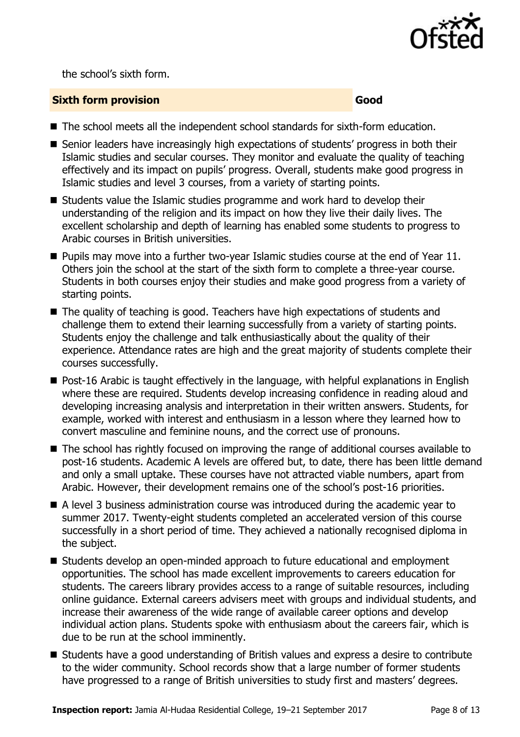the school's sixth form.

**Sixth form provision** **Good**

- The school meets all the independent school standards for sixth-form education.
- Senior leaders have increasingly high expectations of students' progress in both their Islamic studies and secular courses. They monitor and evaluate the quality of teaching effectively and its impact on pupils' progress. Overall, students make good progress in Islamic studies and level 3 courses, from a variety of starting points.
- Students value the Islamic studies programme and work hard to develop their understanding of the religion and its impact on how they live their daily lives. The excellent scholarship and depth of learning has enabled some students to progress to Arabic courses in British universities.
- Pupils may move into a further two-year Islamic studies course at the end of Year 11. Others join the school at the start of the sixth form to complete a three-year course. Students in both courses enjoy their studies and make good progress from a variety of starting points.
- The quality of teaching is good. Teachers have high expectations of students and challenge them to extend their learning successfully from a variety of starting points. Students enjoy the challenge and talk enthusiastically about the quality of their experience. Attendance rates are high and the great majority of students complete their courses successfully.
- Post-16 Arabic is taught effectively in the language, with helpful explanations in English where these are required. Students develop increasing confidence in reading aloud and developing increasing analysis and interpretation in their written answers. Students, for example, worked with interest and enthusiasm in a lesson where they learned how to convert masculine and feminine nouns, and the correct use of pronouns.
- The school has rightly focused on improving the range of additional courses available to post-16 students. Academic A levels are offered but, to date, there has been little demand and only a small uptake. These courses have not attracted viable numbers, apart from Arabic. However, their development remains one of the school's post-16 priorities.
- A level 3 business administration course was introduced during the academic year to summer 2017. Twenty-eight students completed an accelerated version of this course successfully in a short period of time. They achieved a nationally recognised diploma in the subject.
- Students develop an open-minded approach to future educational and employment opportunities. The school has made excellent improvements to careers education for students. The careers library provides access to a range of suitable resources, including online guidance. External careers advisers meet with groups and individual students, and increase their awareness of the wide range of available career options and develop individual action plans. Students spoke with enthusiasm about the careers fair, which is due to be run at the school imminently.
- Students have a good understanding of British values and express a desire to contribute to the wider community. School records show that a large number of former students have progressed to a range of British universities to study first and masters' degrees.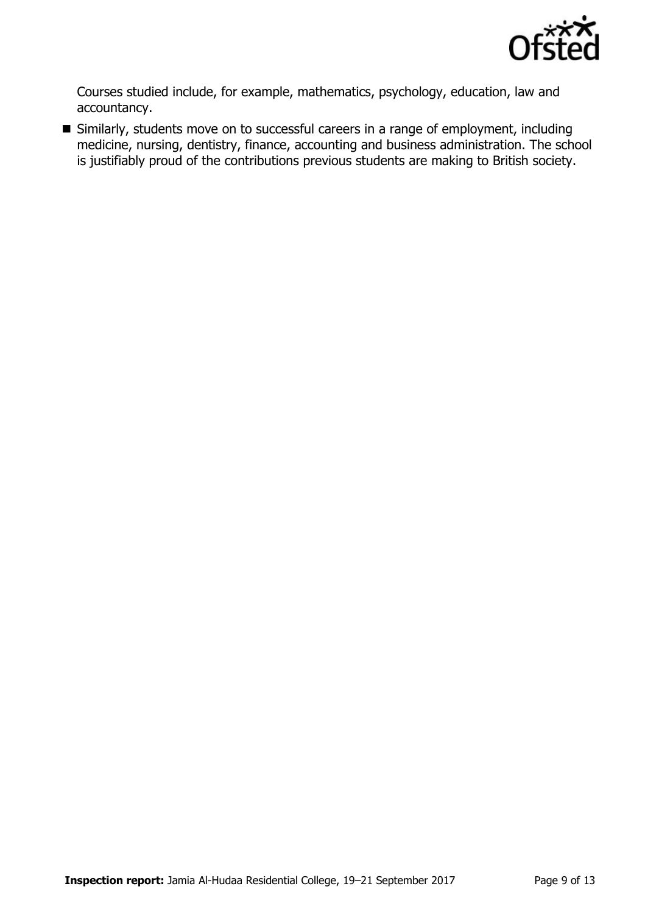Courses studied include, for example, mathematics, psychology, education, law and accountancy.

- Similarly, students move on to successful careers in a range of employment, including medicine, nursing, dentistry, finance, accounting and business administration. The school is justifiably proud of the contributions previous students are making to British society.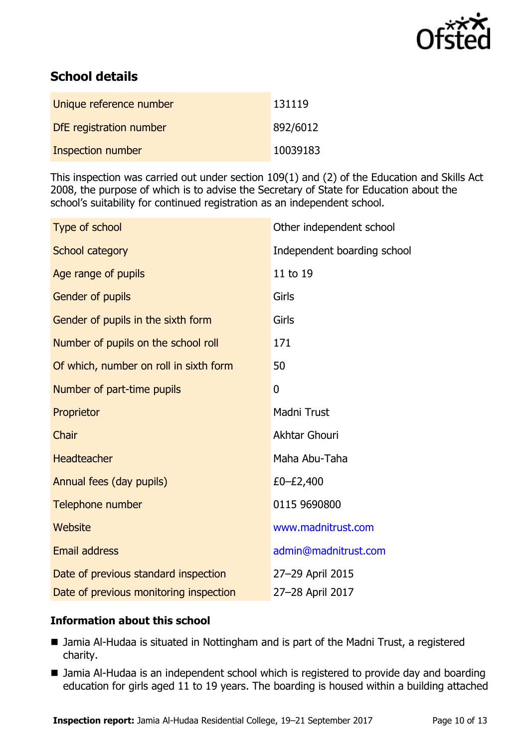## School details

| | |
|---|---|
| Unique reference number | 131119 |
| DfE registration number | 892/6012 |
| Inspection number | 10039183 |

This inspection was carried out under section 109(1) and (2) of the Education and Skills Act 2008, the purpose of which is to advise the Secretary of State for Education about the school's suitability for continued registration as an independent school.

| | |
|---|---|
| Type of school | Other independent school |
| School category | Independent boarding school |
| Age range of pupils | 11 to 19 |
| Gender of pupils | Girls |
| Gender of pupils in the sixth form | Girls |
| Number of pupils on the school roll | 171 |
| Of which, number on roll in sixth form | 50 |
| Number of part-time pupils | 0 |
| Proprietor | Madni Trust |
| Chair | Akhtar Ghouri |
| Headteacher | Maha Abu-Taha |
| Annual fees (day pupils) | £0–£2,400 |
| Telephone number | 0115 9690800 |
| Website | www.madnitrust.com |
| Email address | admin@madnitrust.com |
| Date of previous standard inspection | 27–29 April 2015 |
| Date of previous monitoring inspection | 27–28 April 2017 |

### Information about this school

- Jamia Al-Hudaa is situated in Nottingham and is part of the Madni Trust, a registered charity.
- Jamia Al-Hudaa is an independent school which is registered to provide day and boarding education for girls aged 11 to 19 years. The boarding is housed within a building attached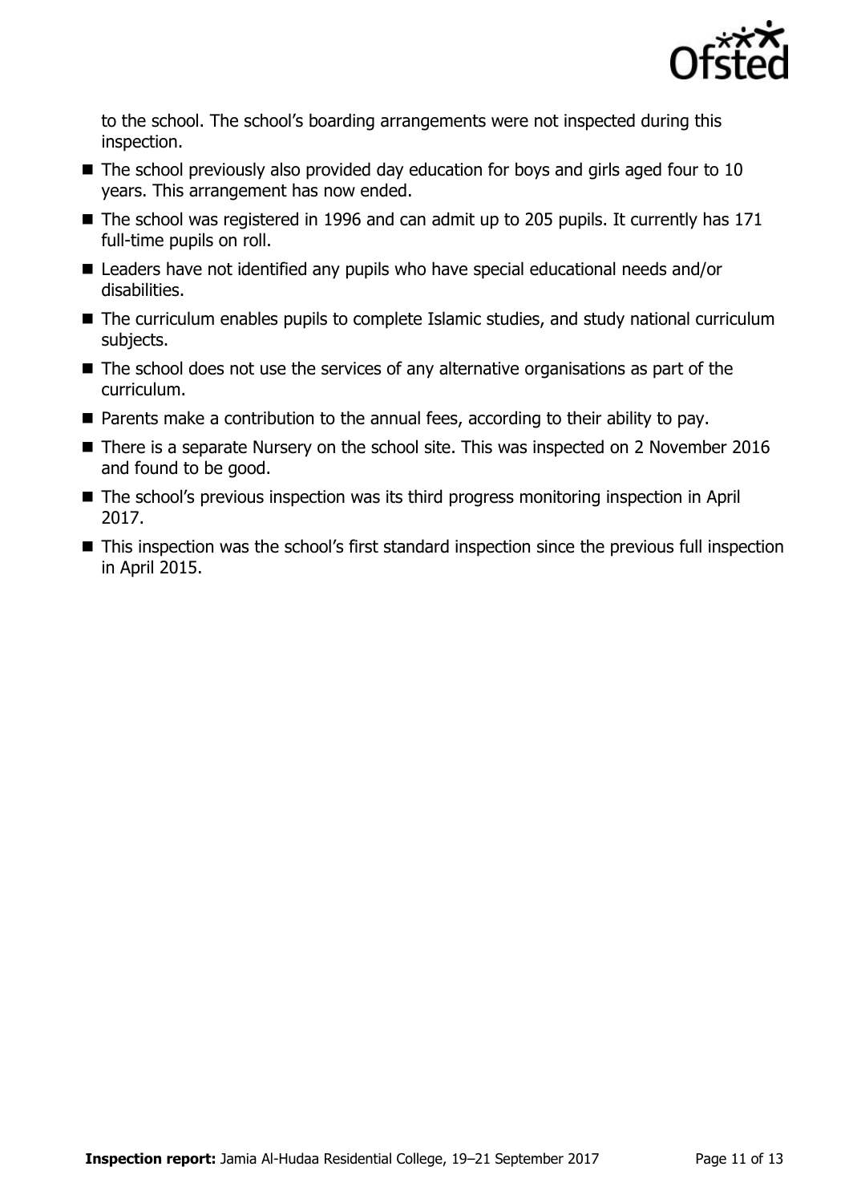to the school. The school's boarding arrangements were not inspected during this inspection.

- The school previously also provided day education for boys and girls aged four to 10 years. This arrangement has now ended.
- The school was registered in 1996 and can admit up to 205 pupils. It currently has 171 full-time pupils on roll.
- Leaders have not identified any pupils who have special educational needs and/or disabilities.
- The curriculum enables pupils to complete Islamic studies, and study national curriculum subjects.
- The school does not use the services of any alternative organisations as part of the curriculum.
- Parents make a contribution to the annual fees, according to their ability to pay.
- There is a separate Nursery on the school site. This was inspected on 2 November 2016 and found to be good.
- The school's previous inspection was its third progress monitoring inspection in April 2017.
- This inspection was the school's first standard inspection since the previous full inspection in April 2015.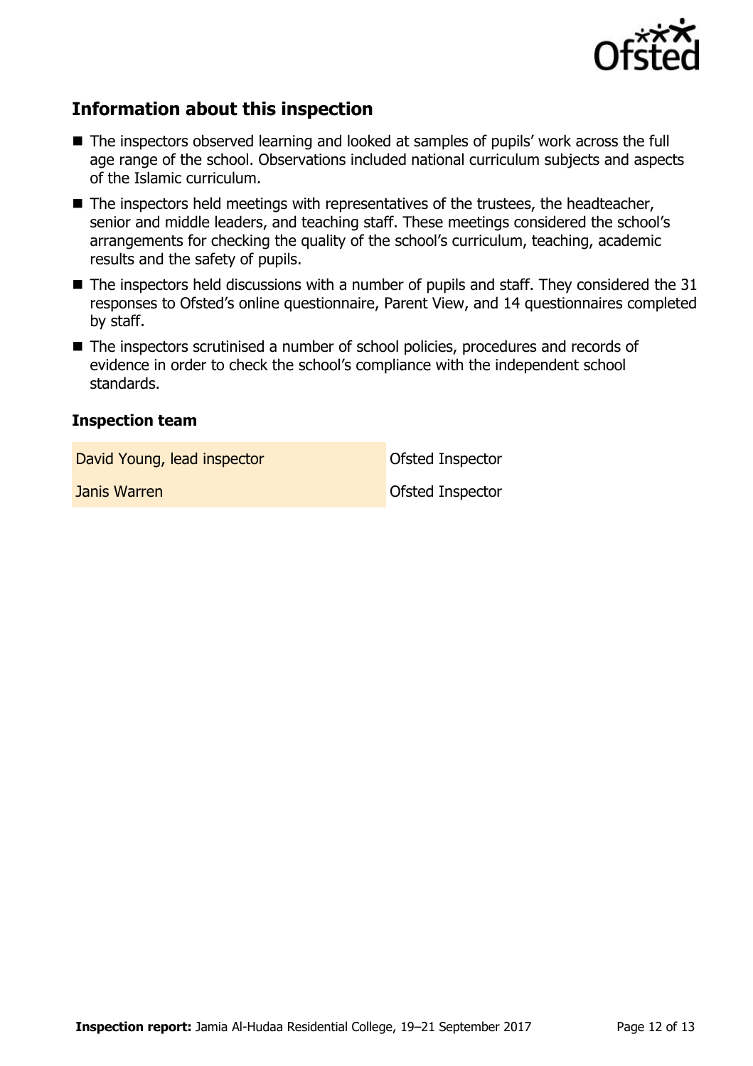## Information about this inspection

- The inspectors observed learning and looked at samples of pupils' work across the full age range of the school. Observations included national curriculum subjects and aspects of the Islamic curriculum.
- The inspectors held meetings with representatives of the trustees, the headteacher, senior and middle leaders, and teaching staff. These meetings considered the school's arrangements for checking the quality of the school's curriculum, teaching, academic results and the safety of pupils.
- The inspectors held discussions with a number of pupils and staff. They considered the 31 responses to Ofsted's online questionnaire, Parent View, and 14 questionnaires completed by staff.
- The inspectors scrutinised a number of school policies, procedures and records of evidence in order to check the school's compliance with the independent school standards.

### Inspection team

| | |
|---|---|
| David Young, lead inspector | Ofsted Inspector |
| Janis Warren | Ofsted Inspector |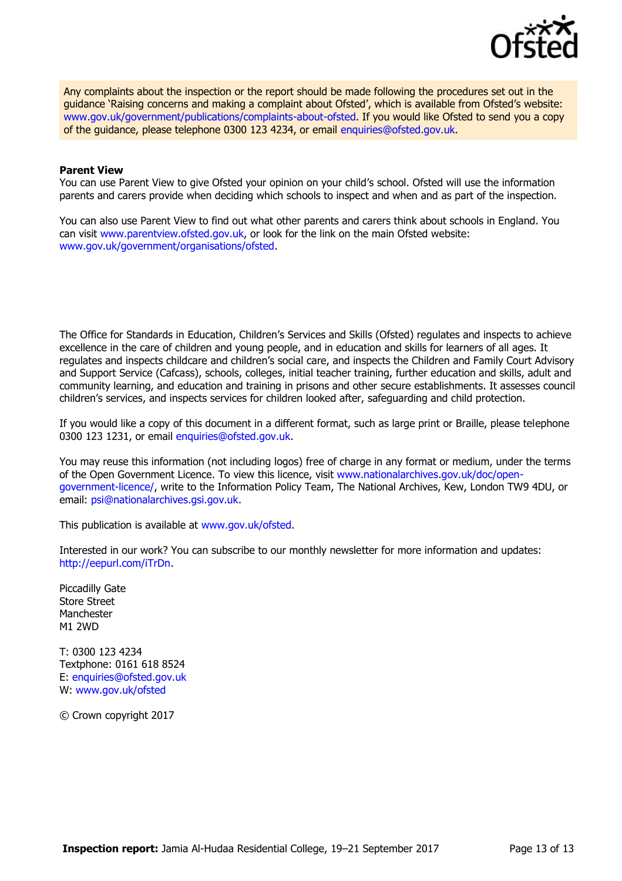Any complaints about the inspection or the report should be made following the procedures set out in the guidance 'Raising concerns and making a complaint about Ofsted', which is available from Ofsted's website: www.gov.uk/government/publications/complaints-about-ofsted. If you would like Ofsted to send you a copy of the guidance, please telephone 0300 123 4234, or email enquiries@ofsted.gov.uk.

**Parent View**

You can use Parent View to give Ofsted your opinion on your child's school. Ofsted will use the information parents and carers provide when deciding which schools to inspect and when and as part of the inspection.

You can also use Parent View to find out what other parents and carers think about schools in England. You can visit www.parentview.ofsted.gov.uk, or look for the link on the main Ofsted website: www.gov.uk/government/organisations/ofsted.

The Office for Standards in Education, Children's Services and Skills (Ofsted) regulates and inspects to achieve excellence in the care of children and young people, and in education and skills for learners of all ages. It regulates and inspects childcare and children's social care, and inspects the Children and Family Court Advisory and Support Service (Cafcass), schools, colleges, initial teacher training, further education and skills, adult and community learning, and education and training in prisons and other secure establishments. It assesses council children's services, and inspects services for children looked after, safeguarding and child protection.

If you would like a copy of this document in a different format, such as large print or Braille, please telephone 0300 123 1231, or email enquiries@ofsted.gov.uk.

You may reuse this information (not including logos) free of charge in any format or medium, under the terms of the Open Government Licence. To view this licence, visit www.nationalarchives.gov.uk/doc/open-government-licence/, write to the Information Policy Team, The National Archives, Kew, London TW9 4DU, or email: psi@nationalarchives.gsi.gov.uk.

This publication is available at www.gov.uk/ofsted.

Interested in our work? You can subscribe to our monthly newsletter for more information and updates: http://eepurl.com/iTrDn.

Piccadilly Gate
Store Street
Manchester
M1 2WD

T: 0300 123 4234
Textphone: 0161 618 8524
E: enquiries@ofsted.gov.uk
W: www.gov.uk/ofsted

© Crown copyright 2017